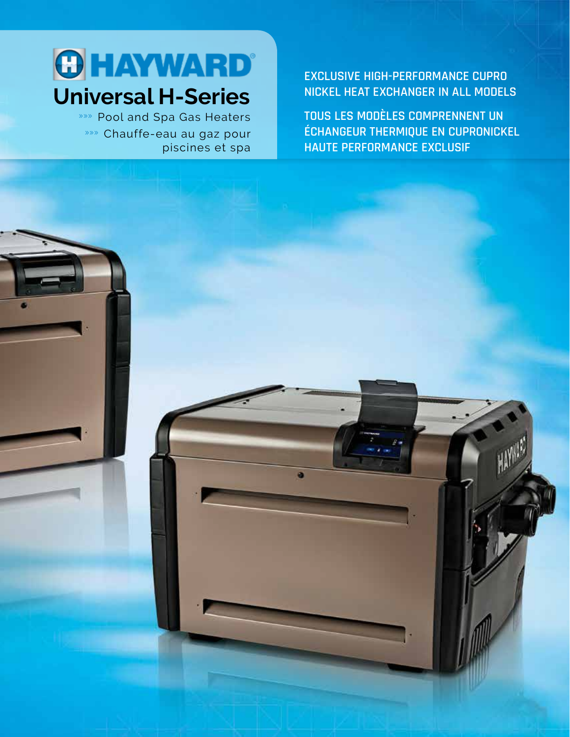# HAYWARD®

## Universal H-Series

»»» Pool and Spa Gas Heaters

»»» Chauffe-eau au gaz pour piscines et spa

**EXCLUSIVE HIGH-PERFORMANCE CUPRO NICKEL HEAT EXCHANGER IN ALL MODELS**

**TOUS LES MODÈLES COMPRENNENT UN ÉCHANGEUR THERMIQUE EN CUPRONICKEL HAUTE PERFORMANCE EXCLUSIF**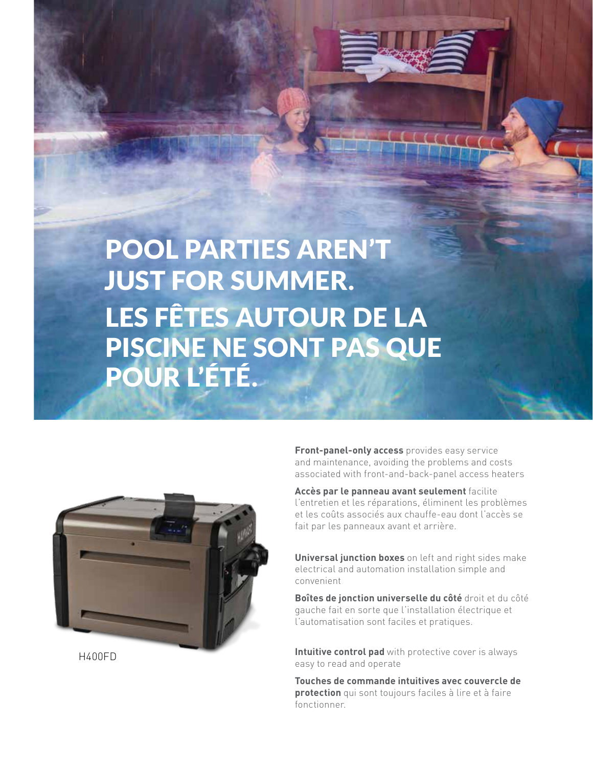# POOL PARTIES AREN'T JUST FOR SUMMER.

# LES FÊTES AUTOUR DE LA PISCINE NE SONT PAS QUE POUR L'ÉTÉ.

H400FD

**Front-panel-only access** provides easy service and maintenance, avoiding the problems and costs associated with front-and-back-panel access heaters

**Accès par le panneau avant seulement** facilite l'entretien et les réparations, éliminent les problèmes et les coûts associés aux chauffe-eau dont l'accès se fait par les panneaux avant et arrière.

**Universal junction boxes** on left and right sides make electrical and automation installation simple and convenient

**Boîtes de jonction universelle du côté** droit et du côté gauche fait en sorte que l'installation électrique et l'automatisation sont faciles et pratiques.

**Intuitive control pad** with protective cover is always easy to read and operate

**Touches de commande intuitives avec couvercle de protection** qui sont toujours faciles à lire et à faire fonctionner.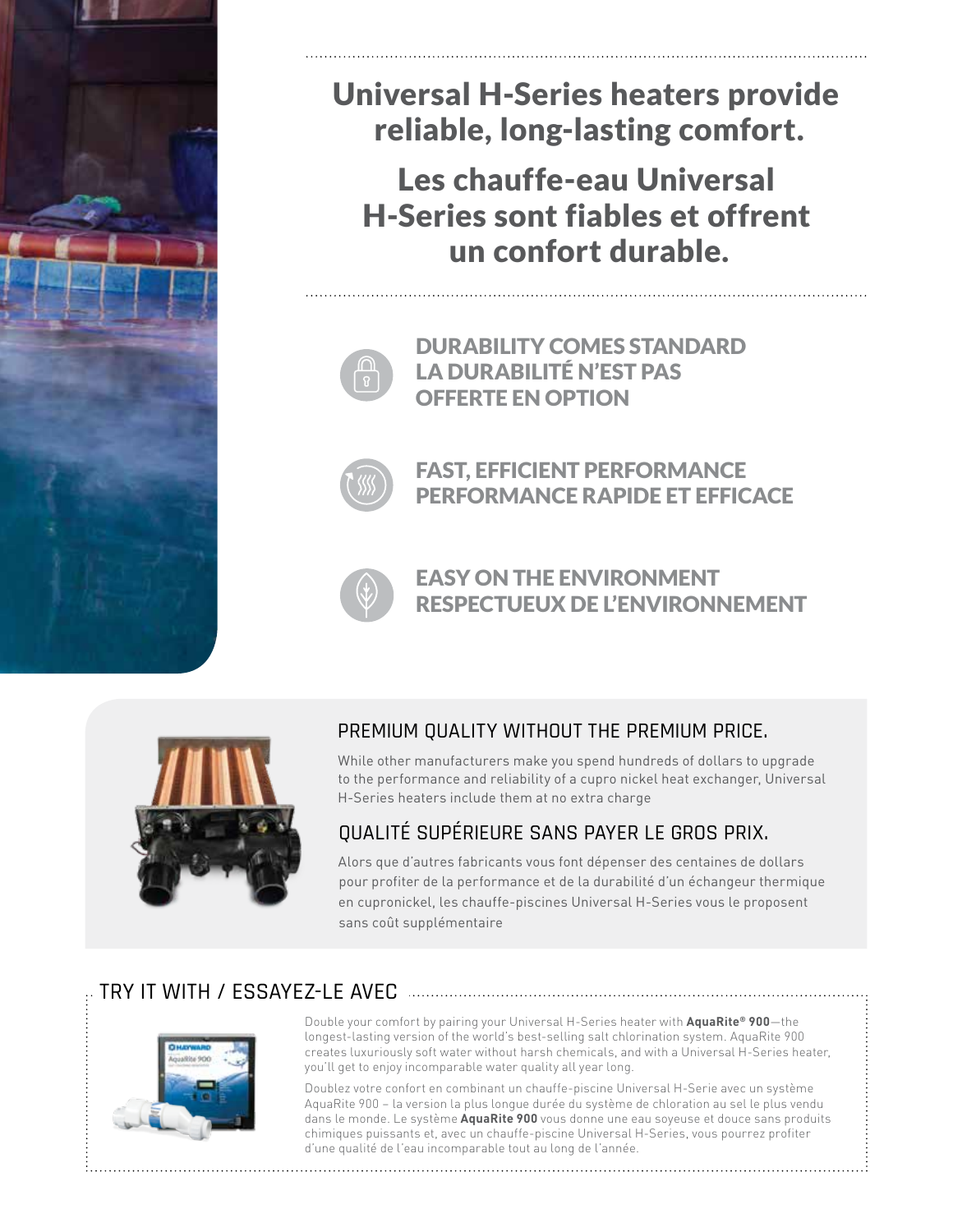# Universal H-Series heaters provide reliable, long-lasting comfort.

# Les chauffe-eau Universal H-Series sont fiables et offrent un confort durable.

### DURABILITY COMES STANDARD
### LA DURABILITÉ N'EST PAS OFFERTE EN OPTION

### FAST, EFFICIENT PERFORMANCE
### PERFORMANCE RAPIDE ET EFFICACE

### EASY ON THE ENVIRONMENT
### RESPECTUEUX DE L'ENVIRONNEMENT

## PREMIUM QUALITY WITHOUT THE PREMIUM PRICE.

While other manufacturers make you spend hundreds of dollars to upgrade to the performance and reliability of a cupro nickel heat exchanger, Universal H-Series heaters include them at no extra charge

## QUALITÉ SUPÉRIEURE SANS PAYER LE GROS PRIX.

Alors que d'autres fabricants vous font dépenser des centaines de dollars pour profiter de la performance et de la durabilité d'un échangeur thermique en cupronickel, les chauffe-piscines Universal H-Series vous le proposent sans coût supplémentaire

## TRY IT WITH / ESSAYEZ-LE AVEC

Double your comfort by pairing your Universal H-Series heater with **AquaRite® 900**—the longest-lasting version of the world's best-selling salt chlorination system. AquaRite 900 creates luxuriously soft water without harsh chemicals, and with a Universal H-Series heater, you'll get to enjoy incomparable water quality all year long.

Doublez votre confort en combinant un chauffe-piscine Universal H-Serie avec un système AquaRite 900 – la version la plus longue durée du système de chloration au sel le plus vendu dans le monde. Le système **AquaRite 900** vous donne une eau soyeuse et douce sans produits chimiques puissants et, avec un chauffe-piscine Universal H-Series, vous pourrez profiter d'une qualité de l'eau incomparable tout au long de l'année.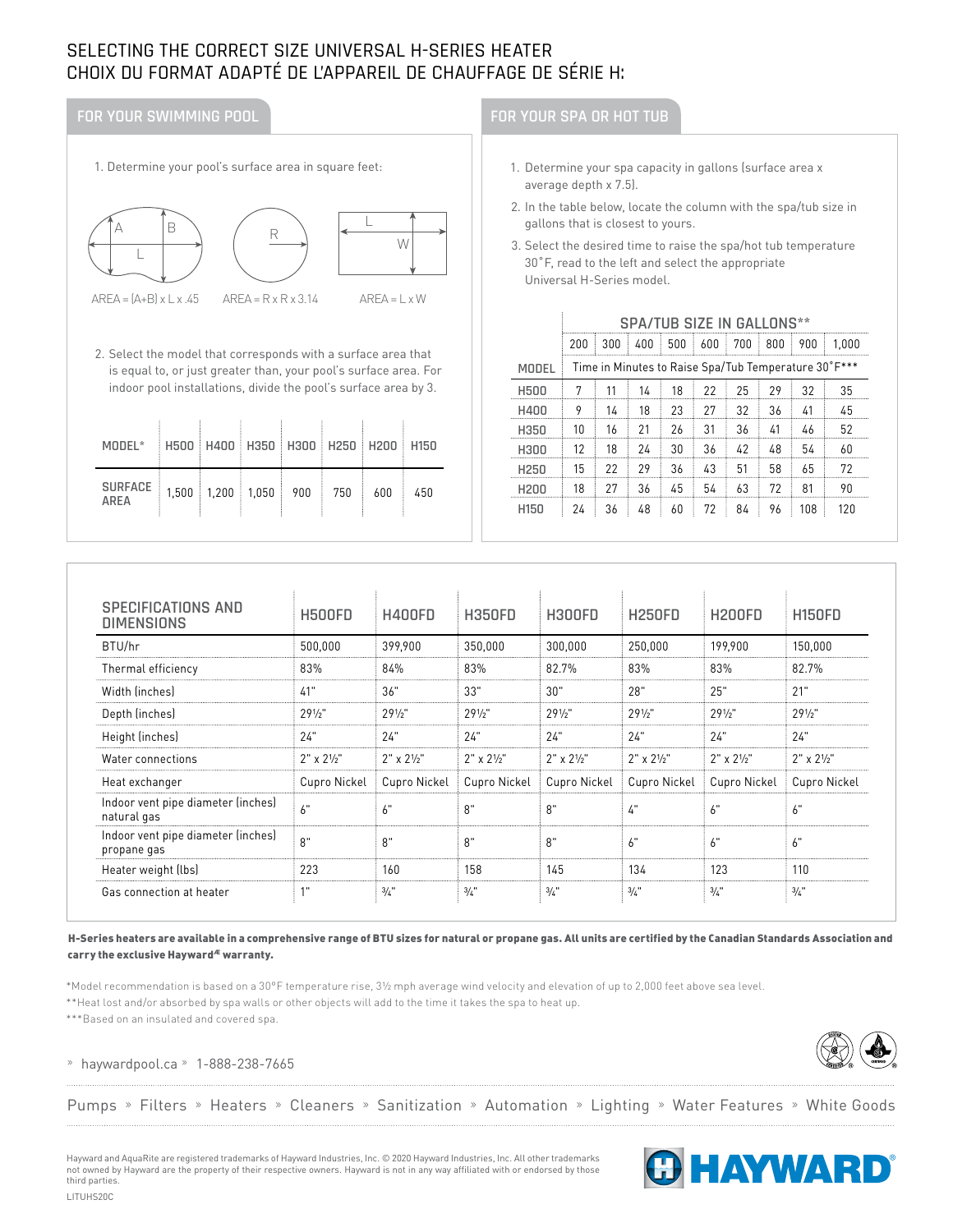# SELECTING THE CORRECT SIZE UNIVERSAL H-SERIES HEATER
# CHOIX DU FORMAT ADAPTÉ DE L'APPAREIL DE CHAUFFAGE DE SÉRIE H:

## FOR YOUR SWIMMING POOL

1. Determine your pool's surface area in square feet:

A B L

R

L W

AREA = (A+B) x L x .45

AREA = R x R x 3.14

AREA = L x W

2. Select the model that corresponds with a surface area that is equal to, or just greater than, your pool's surface area. For indoor pool installations, divide the pool's surface area by 3.

| MODEL* | H500 | H400 | H350 | H300 | H250 | H200 | H150 |
|---|---|---|---|---|---|---|---|
| SURFACE AREA | 1,500 | 1,200 | 1,050 | 900 | 750 | 600 | 450 |

## FOR YOUR SPA OR HOT TUB

1. Determine your spa capacity in gallons (surface area x average depth x 7.5).
2. In the table below, locate the column with the spa/tub size in gallons that is closest to yours.
3. Select the desired time to raise the spa/hot tub temperature 30˚F, read to the left and select the appropriate Universal H-Series model.

| | SPA/TUB SIZE IN GALLONS** | | | | | | | | |
|---|---|---|---|---|---|---|---|---|---|
| | 200 | 300 | 400 | 500 | 600 | 700 | 800 | 900 | 1,000 |
| MODEL | Time in Minutes to Raise Spa/Tub Temperature 30˚F*** | | | | | | | | |
| H500 | 7 | 11 | 14 | 18 | 22 | 25 | 29 | 32 | 35 |
| H400 | 9 | 14 | 18 | 23 | 27 | 32 | 36 | 41 | 45 |
| H350 | 10 | 16 | 21 | 26 | 31 | 36 | 41 | 46 | 52 |
| H300 | 12 | 18 | 24 | 30 | 36 | 42 | 48 | 54 | 60 |
| H250 | 15 | 22 | 29 | 36 | 43 | 51 | 58 | 65 | 72 |
| H200 | 18 | 27 | 36 | 45 | 54 | 63 | 72 | 81 | 90 |
| H150 | 24 | 36 | 48 | 60 | 72 | 84 | 96 | 108 | 120 |

| SPECIFICATIONS AND DIMENSIONS | H500FD | H400FD | H350FD | H300FD | H250FD | H200FD | H150FD |
|---|---|---|---|---|---|---|---|
| BTU/hr | 500,000 | 399,900 | 350,000 | 300,000 | 250,000 | 199,900 | 150,000 |
| Thermal efficiency | 83% | 84% | 83% | 82.7% | 83% | 83% | 82.7% |
| Width (inches) | 41" | 36" | 33" | 30" | 28" | 25" | 21" |
| Depth (inches) | 29½" | 29½" | 29½" | 29½" | 29½" | 29½" | 29½" |
| Height (inches) | 24" | 24" | 24" | 24" | 24" | 24" | 24" |
| Water connections | 2" x 2½" | 2" x 2½" | 2" x 2½" | 2" x 2½" | 2" x 2½" | 2" x 2½" | 2" x 2½" |
| Heat exchanger | Cupro Nickel | Cupro Nickel | Cupro Nickel | Cupro Nickel | Cupro Nickel | Cupro Nickel | Cupro Nickel |
| Indoor vent pipe diameter (inches) natural gas | 6" | 6" | 8" | 8" | 4" | 6" | 6" |
| Indoor vent pipe diameter (inches) propane gas | 8" | 8" | 8" | 8" | 6" | 6" | 6" |
| Heater weight (lbs) | 223 | 160 | 158 | 145 | 134 | 123 | 110 |
| Gas connection at heater | 1" | ¾" | ¾" | ¾" | ¾" | ¾" | ¾" |

**H-Series heaters are available in a comprehensive range of BTU sizes for natural or propane gas. All units are certified by the Canadian Standards Association and carry the exclusive Hayward® warranty.**

*Model recommendation is based on a 30°F temperature rise, 3½ mph average wind velocity and elevation of up to 2,000 feet above sea level.

**Heat lost and/or absorbed by spa walls or other objects will add to the time it takes the spa to heat up.

***Based on an insulated and covered spa.

» haywardpool.ca » 1-888-238-7665

Pumps » Filters » Heaters » Cleaners » Sanitization » Automation » Lighting » Water Features » White Goods

Hayward and AquaRite are registered trademarks of Hayward Industries, Inc. © 2020 Hayward Industries, Inc. All other trademarks not owned by Hayward are the property of their respective owners. Hayward is not in any way affiliated with or endorsed by those third parties.

LITUHS20C

HAYWARD®